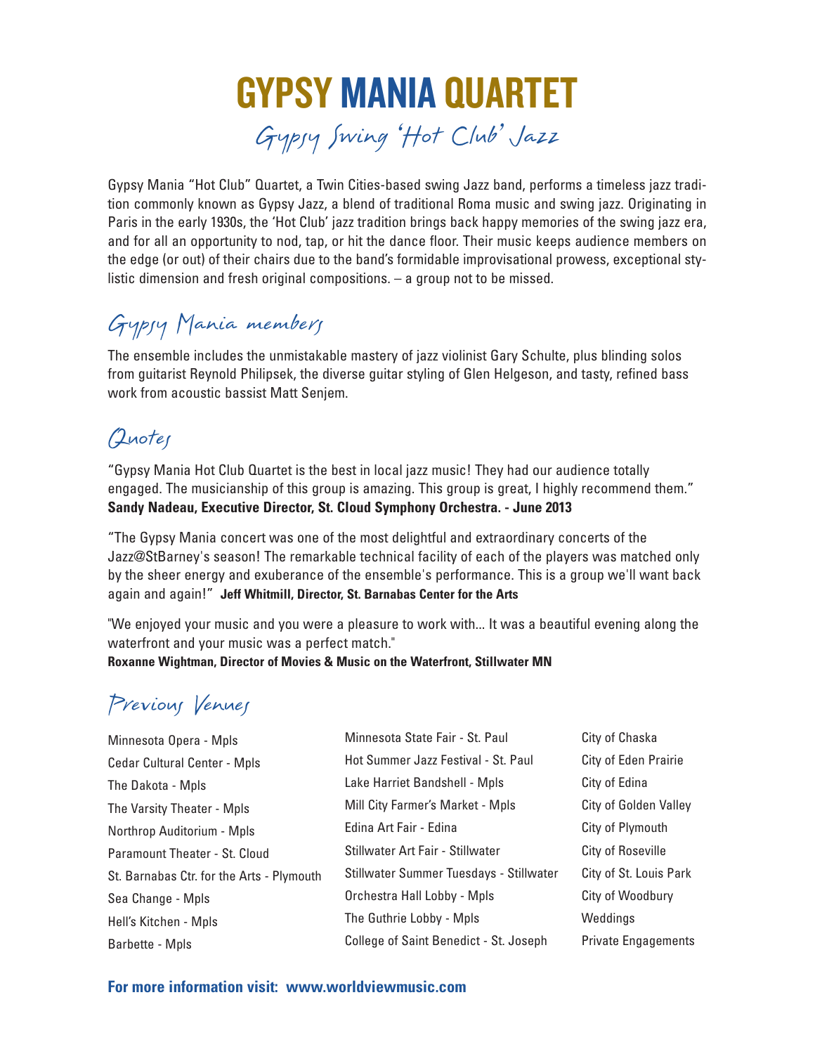# GYPSY MANIA QUARTET

## Gypsy Swing 'Hot Club' Jazz

Gypsy Mania "Hot Club" Quartet, a Twin Cities-based swing Jazz band, performs a timeless jazz tradition commonly known as Gypsy Jazz, a blend of traditional Roma music and swing jazz. Originating in Paris in the early 1930s, the 'Hot Club' jazz tradition brings back happy memories of the swing jazz era, and for all an opportunity to nod, tap, or hit the dance floor. Their music keeps audience members on the edge (or out) of their chairs due to the band's formidable improvisational prowess, exceptional stylistic dimension and fresh original compositions. – a group not to be missed.

## Gypsy Mania members

The ensemble includes the unmistakable mastery of jazz violinist Gary Schulte, plus blinding solos from guitarist Reynold Philipsek, the diverse guitar styling of Glen Helgeson, and tasty, refined bass work from acoustic bassist Matt Senjem.

## Quotes

"Gypsy Mania Hot Club Quartet is the best in local jazz music! They had our audience totally engaged. The musicianship of this group is amazing. This group is great, I highly recommend them."
**Sandy Nadeau, Executive Director, St. Cloud Symphony Orchestra. - June 2013**

"The Gypsy Mania concert was one of the most delightful and extraordinary concerts of the Jazz@StBarney's season! The remarkable technical facility of each of the players was matched only by the sheer energy and exuberance of the ensemble's performance. This is a group we'll want back again and again!" **Jeff Whitmill, Director, St. Barnabas Center for the Arts**

"We enjoyed your music and you were a pleasure to work with... It was a beautiful evening along the waterfront and your music was a perfect match."
**Roxanne Wightman, Director of Movies & Music on the Waterfront, Stillwater MN**

## Previous Venues

- Minnesota Opera - Mpls
- Cedar Cultural Center - Mpls
- The Dakota - Mpls
- The Varsity Theater - Mpls
- Northrop Auditorium - Mpls
- Paramount Theater - St. Cloud
- St. Barnabas Ctr. for the Arts - Plymouth
- Sea Change - Mpls
- Hell's Kitchen - Mpls
- Barbette - Mpls
- Minnesota State Fair - St. Paul
- Hot Summer Jazz Festival - St. Paul
- Lake Harriet Bandshell - Mpls
- Mill City Farmer's Market - Mpls
- Edina Art Fair - Edina
- Stillwater Art Fair - Stillwater
- Stillwater Summer Tuesdays - Stillwater
- Orchestra Hall Lobby - Mpls
- The Guthrie Lobby - Mpls
- College of Saint Benedict - St. Joseph
- City of Chaska
- City of Eden Prairie
- City of Edina
- City of Golden Valley
- City of Plymouth
- City of Roseville
- City of St. Louis Park
- City of Woodbury
- Weddings
- Private Engagements

**For more information visit: www.worldviewmusic.com**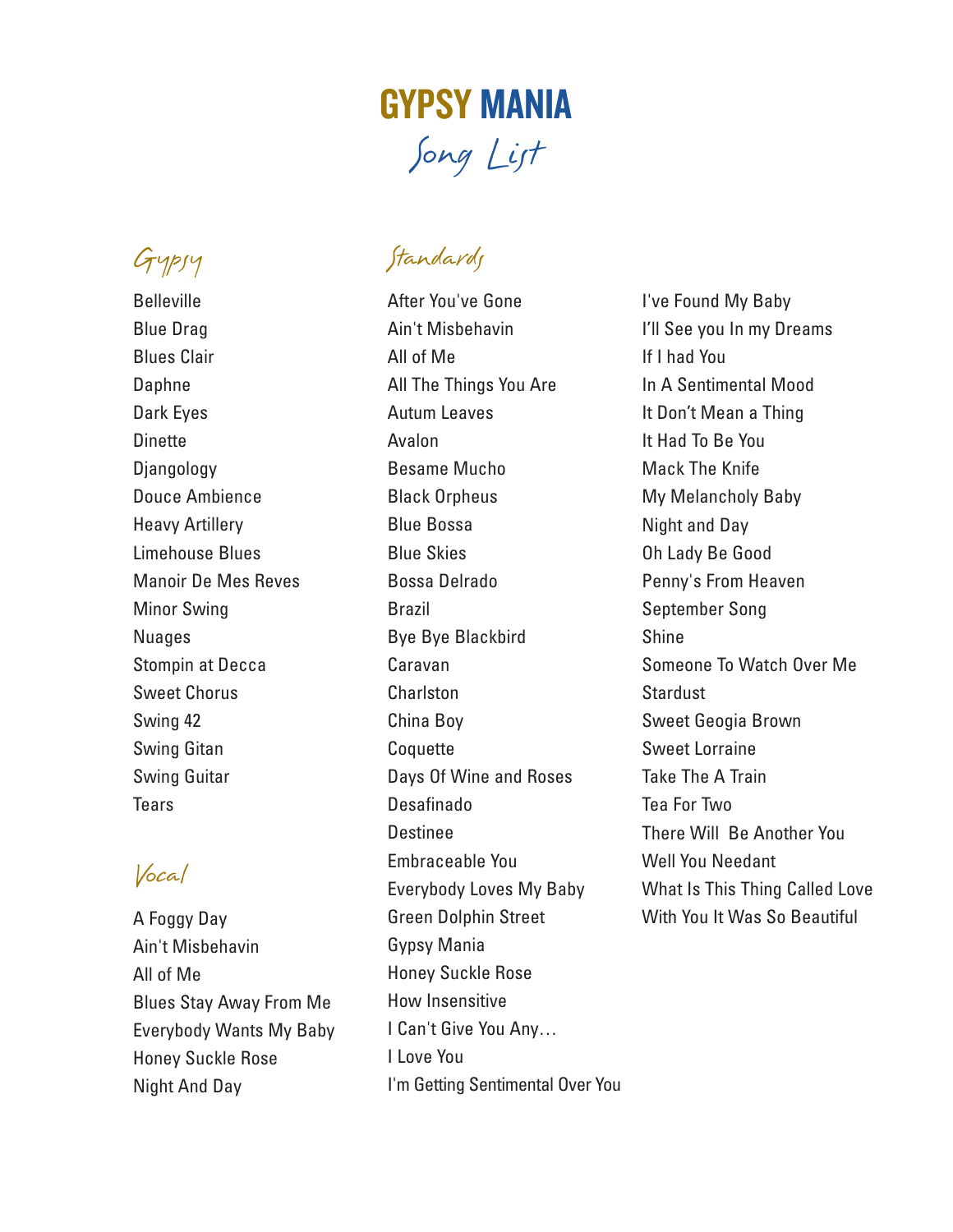# GYPSY MANIA

## Song List

### Gypsy

- Belleville
- Blue Drag
- Blues Clair
- Daphne
- Dark Eyes
- Dinette
- Djangology
- Douce Ambience
- Heavy Artillery
- Limehouse Blues
- Manoir De Mes Reves
- Minor Swing
- Nuages
- Stompin at Decca
- Sweet Chorus
- Swing 42
- Swing Gitan
- Swing Guitar
- Tears

### Vocal

- A Foggy Day
- Ain't Misbehavin
- All of Me
- Blues Stay Away From Me
- Everybody Wants My Baby
- Honey Suckle Rose
- Night And Day

### Standards

- After You've Gone
- Ain't Misbehavin
- All of Me
- All The Things You Are
- Autum Leaves
- Avalon
- Besame Mucho
- Black Orpheus
- Blue Bossa
- Blue Skies
- Bossa Delrado
- Brazil
- Bye Bye Blackbird
- Caravan
- Charlston
- China Boy
- Coquette
- Days Of Wine and Roses
- Desafinado
- Destinee
- Embraceable You
- Everybody Loves My Baby
- Green Dolphin Street
- Gypsy Mania
- Honey Suckle Rose
- How Insensitive
- I Can't Give You Any…
- I Love You
- I'm Getting Sentimental Over You
- I've Found My Baby
- I'll See you In my Dreams
- If I had You
- In A Sentimental Mood
- It Don't Mean a Thing
- It Had To Be You
- Mack The Knife
- My Melancholy Baby
- Night and Day
- Oh Lady Be Good
- Penny's From Heaven
- September Song
- Shine
- Someone To Watch Over Me
- Stardust
- Sweet Geogia Brown
- Sweet Lorraine
- Take The A Train
- Tea For Two
- There Will Be Another You
- Well You Needant
- What Is This Thing Called Love
- With You It Was So Beautiful